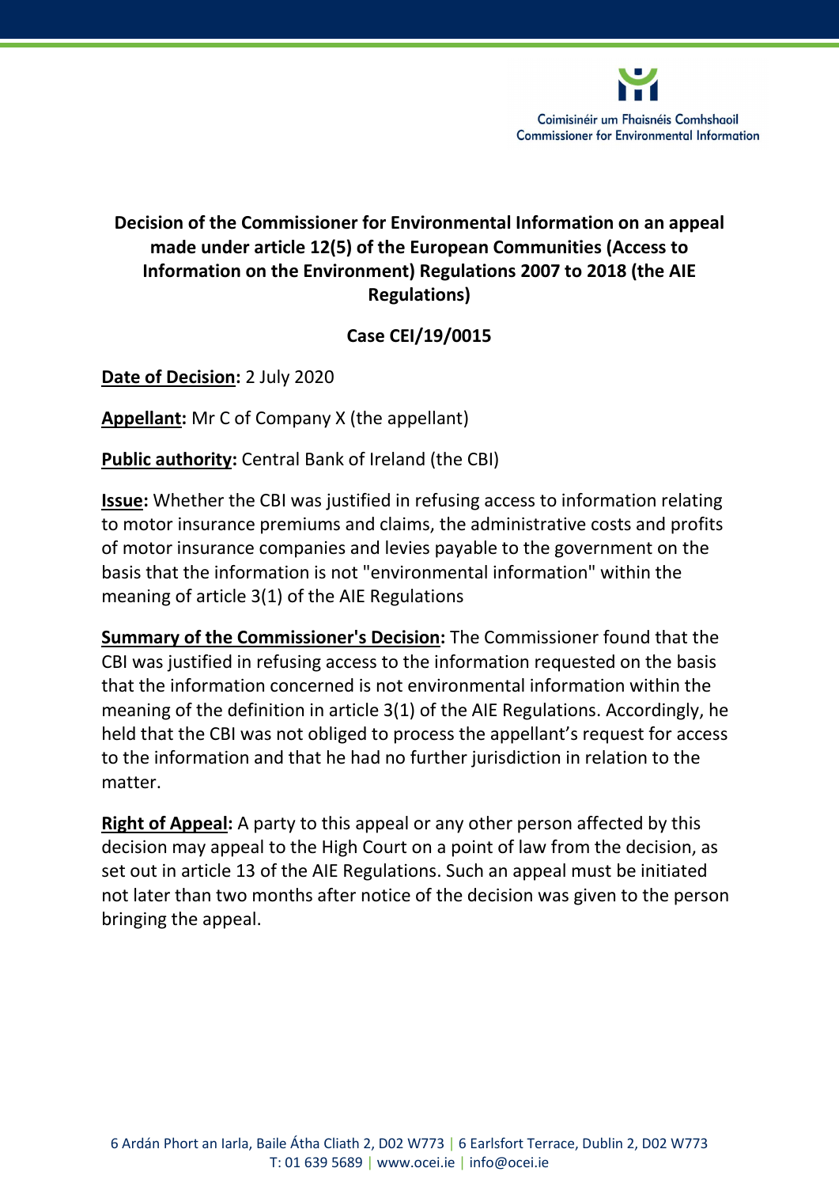Coimisinéir um Fhaisnéis Comhshaoil
Commissioner for Environmental Information

**Decision of the Commissioner for Environmental Information on an appeal made under article 12(5) of the European Communities (Access to Information on the Environment) Regulations 2007 to 2018 (the AIE Regulations)**

**Case CEI/19/0015**

**Date of Decision:** 2 July 2020

**Appellant:** Mr C of Company X (the appellant)

**Public authority:** Central Bank of Ireland (the CBI)

**Issue:** Whether the CBI was justified in refusing access to information relating to motor insurance premiums and claims, the administrative costs and profits of motor insurance companies and levies payable to the government on the basis that the information is not "environmental information" within the meaning of article 3(1) of the AIE Regulations

**Summary of the Commissioner's Decision:** The Commissioner found that the CBI was justified in refusing access to the information requested on the basis that the information concerned is not environmental information within the meaning of the definition in article 3(1) of the AIE Regulations. Accordingly, he held that the CBI was not obliged to process the appellant's request for access to the information and that he had no further jurisdiction in relation to the matter.

**Right of Appeal:** A party to this appeal or any other person affected by this decision may appeal to the High Court on a point of law from the decision, as set out in article 13 of the AIE Regulations. Such an appeal must be initiated not later than two months after notice of the decision was given to the person bringing the appeal.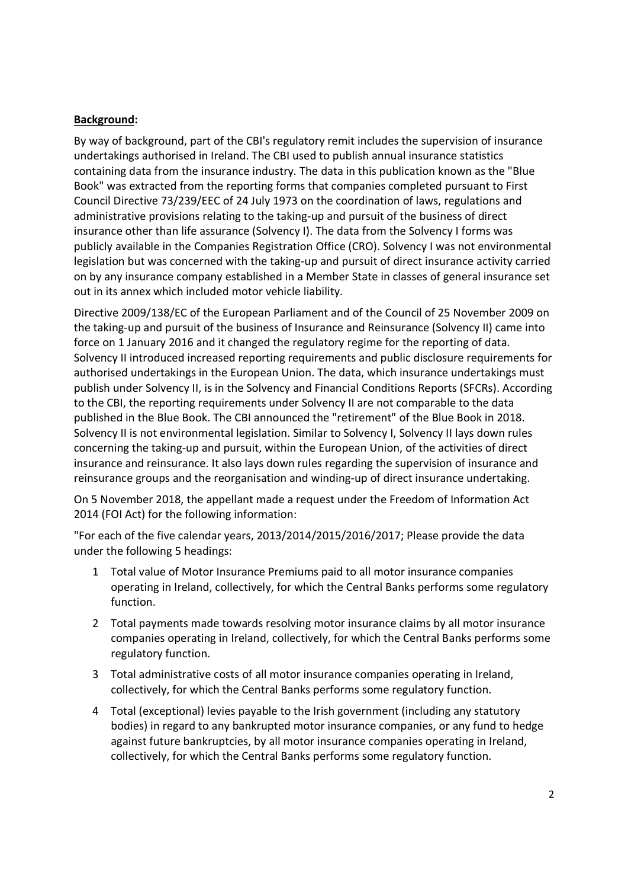**Background:**

By way of background, part of the CBI's regulatory remit includes the supervision of insurance undertakings authorised in Ireland. The CBI used to publish annual insurance statistics containing data from the insurance industry. The data in this publication known as the "Blue Book" was extracted from the reporting forms that companies completed pursuant to First Council Directive 73/239/EEC of 24 July 1973 on the coordination of laws, regulations and administrative provisions relating to the taking-up and pursuit of the business of direct insurance other than life assurance (Solvency I). The data from the Solvency I forms was publicly available in the Companies Registration Office (CRO). Solvency I was not environmental legislation but was concerned with the taking-up and pursuit of direct insurance activity carried on by any insurance company established in a Member State in classes of general insurance set out in its annex which included motor vehicle liability.

Directive 2009/138/EC of the European Parliament and of the Council of 25 November 2009 on the taking-up and pursuit of the business of Insurance and Reinsurance (Solvency II) came into force on 1 January 2016 and it changed the regulatory regime for the reporting of data. Solvency II introduced increased reporting requirements and public disclosure requirements for authorised undertakings in the European Union. The data, which insurance undertakings must publish under Solvency II, is in the Solvency and Financial Conditions Reports (SFCRs). According to the CBI, the reporting requirements under Solvency II are not comparable to the data published in the Blue Book. The CBI announced the "retirement" of the Blue Book in 2018. Solvency II is not environmental legislation. Similar to Solvency I, Solvency II lays down rules concerning the taking-up and pursuit, within the European Union, of the activities of direct insurance and reinsurance. It also lays down rules regarding the supervision of insurance and reinsurance groups and the reorganisation and winding-up of direct insurance undertaking.

On 5 November 2018, the appellant made a request under the Freedom of Information Act 2014 (FOI Act) for the following information:

"For each of the five calendar years, 2013/2014/2015/2016/2017; Please provide the data under the following 5 headings:

1. Total value of Motor Insurance Premiums paid to all motor insurance companies operating in Ireland, collectively, for which the Central Banks performs some regulatory function.
2. Total payments made towards resolving motor insurance claims by all motor insurance companies operating in Ireland, collectively, for which the Central Banks performs some regulatory function.
3. Total administrative costs of all motor insurance companies operating in Ireland, collectively, for which the Central Banks performs some regulatory function.
4. Total (exceptional) levies payable to the Irish government (including any statutory bodies) in regard to any bankrupted motor insurance companies, or any fund to hedge against future bankruptcies, by all motor insurance companies operating in Ireland, collectively, for which the Central Banks performs some regulatory function.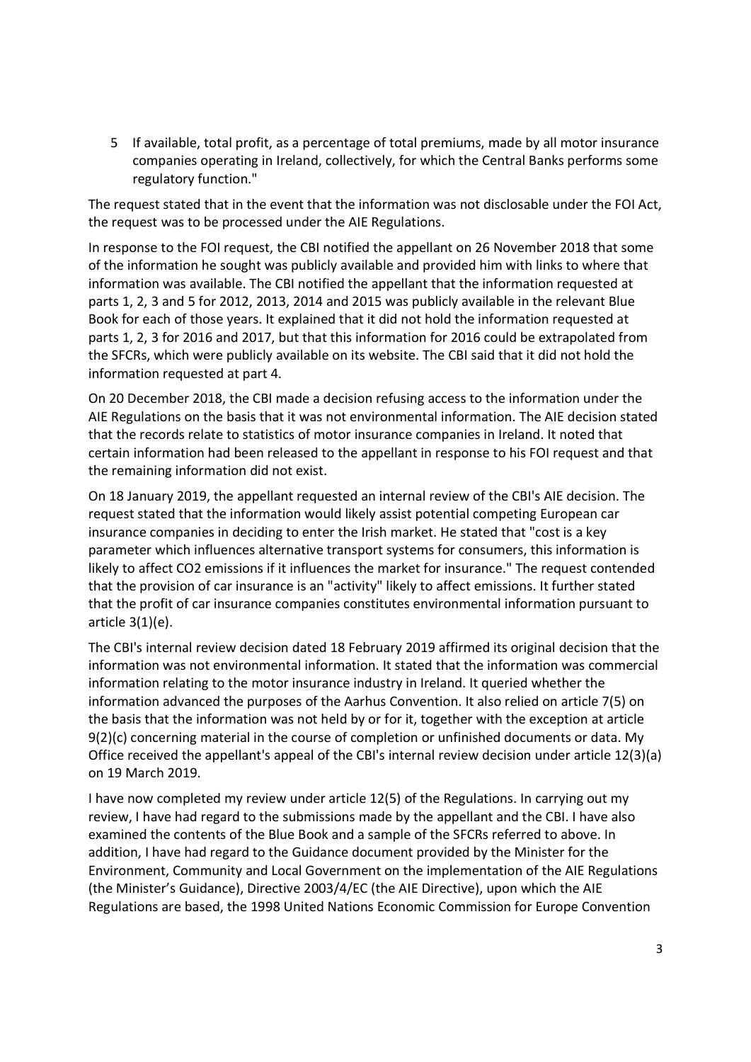5. If available, total profit, as a percentage of total premiums, made by all motor insurance companies operating in Ireland, collectively, for which the Central Banks performs some regulatory function."

The request stated that in the event that the information was not disclosable under the FOI Act, the request was to be processed under the AIE Regulations.

In response to the FOI request, the CBI notified the appellant on 26 November 2018 that some of the information he sought was publicly available and provided him with links to where that information was available. The CBI notified the appellant that the information requested at parts 1, 2, 3 and 5 for 2012, 2013, 2014 and 2015 was publicly available in the relevant Blue Book for each of those years. It explained that it did not hold the information requested at parts 1, 2, 3 for 2016 and 2017, but that this information for 2016 could be extrapolated from the SFCRs, which were publicly available on its website. The CBI said that it did not hold the information requested at part 4.

On 20 December 2018, the CBI made a decision refusing access to the information under the AIE Regulations on the basis that it was not environmental information. The AIE decision stated that the records relate to statistics of motor insurance companies in Ireland. It noted that certain information had been released to the appellant in response to his FOI request and that the remaining information did not exist.

On 18 January 2019, the appellant requested an internal review of the CBI's AIE decision. The request stated that the information would likely assist potential competing European car insurance companies in deciding to enter the Irish market. He stated that "cost is a key parameter which influences alternative transport systems for consumers, this information is likely to affect CO2 emissions if it influences the market for insurance." The request contended that the provision of car insurance is an "activity" likely to affect emissions. It further stated that the profit of car insurance companies constitutes environmental information pursuant to article 3(1)(e).

The CBI's internal review decision dated 18 February 2019 affirmed its original decision that the information was not environmental information. It stated that the information was commercial information relating to the motor insurance industry in Ireland. It queried whether the information advanced the purposes of the Aarhus Convention. It also relied on article 7(5) on the basis that the information was not held by or for it, together with the exception at article 9(2)(c) concerning material in the course of completion or unfinished documents or data. My Office received the appellant's appeal of the CBI's internal review decision under article 12(3)(a) on 19 March 2019.

I have now completed my review under article 12(5) of the Regulations. In carrying out my review, I have had regard to the submissions made by the appellant and the CBI. I have also examined the contents of the Blue Book and a sample of the SFCRs referred to above. In addition, I have had regard to the Guidance document provided by the Minister for the Environment, Community and Local Government on the implementation of the AIE Regulations (the Minister's Guidance), Directive 2003/4/EC (the AIE Directive), upon which the AIE Regulations are based, the 1998 United Nations Economic Commission for Europe Convention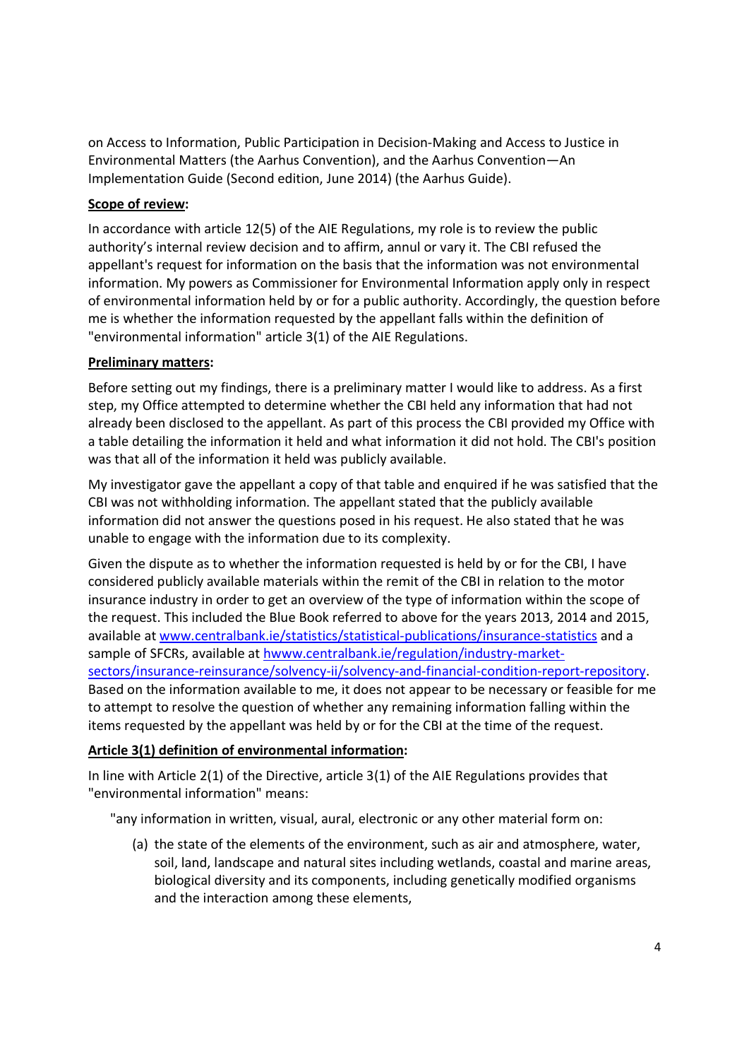on Access to Information, Public Participation in Decision-Making and Access to Justice in Environmental Matters (the Aarhus Convention), and the Aarhus Convention—An Implementation Guide (Second edition, June 2014) (the Aarhus Guide).

**Scope of review:**

In accordance with article 12(5) of the AIE Regulations, my role is to review the public authority's internal review decision and to affirm, annul or vary it. The CBI refused the appellant's request for information on the basis that the information was not environmental information. My powers as Commissioner for Environmental Information apply only in respect of environmental information held by or for a public authority. Accordingly, the question before me is whether the information requested by the appellant falls within the definition of "environmental information" article 3(1) of the AIE Regulations.

**Preliminary matters:**

Before setting out my findings, there is a preliminary matter I would like to address. As a first step, my Office attempted to determine whether the CBI held any information that had not already been disclosed to the appellant. As part of this process the CBI provided my Office with a table detailing the information it held and what information it did not hold. The CBI's position was that all of the information it held was publicly available.

My investigator gave the appellant a copy of that table and enquired if he was satisfied that the CBI was not withholding information. The appellant stated that the publicly available information did not answer the questions posed in his request. He also stated that he was unable to engage with the information due to its complexity.

Given the dispute as to whether the information requested is held by or for the CBI, I have considered publicly available materials within the remit of the CBI in relation to the motor insurance industry in order to get an overview of the type of information within the scope of the request. This included the Blue Book referred to above for the years 2013, 2014 and 2015, available at [www.centralbank.ie/statistics/statistical-publications/insurance-statistics](www.centralbank.ie/statistics/statistical-publications/insurance-statistics) and a sample of SFCRs, available at [hwww.centralbank.ie/regulation/industry-market-sectors/insurance-reinsurance/solvency-ii/solvency-and-financial-condition-report-repository](hwww.centralbank.ie/regulation/industry-market-sectors/insurance-reinsurance/solvency-ii/solvency-and-financial-condition-report-repository). Based on the information available to me, it does not appear to be necessary or feasible for me to attempt to resolve the question of whether any remaining information falling within the items requested by the appellant was held by or for the CBI at the time of the request.

**Article 3(1) definition of environmental information:**

In line with Article 2(1) of the Directive, article 3(1) of the AIE Regulations provides that "environmental information" means:

> "any information in written, visual, aural, electronic or any other material form on:
>
> (a) the state of the elements of the environment, such as air and atmosphere, water, soil, land, landscape and natural sites including wetlands, coastal and marine areas, biological diversity and its components, including genetically modified organisms and the interaction among these elements,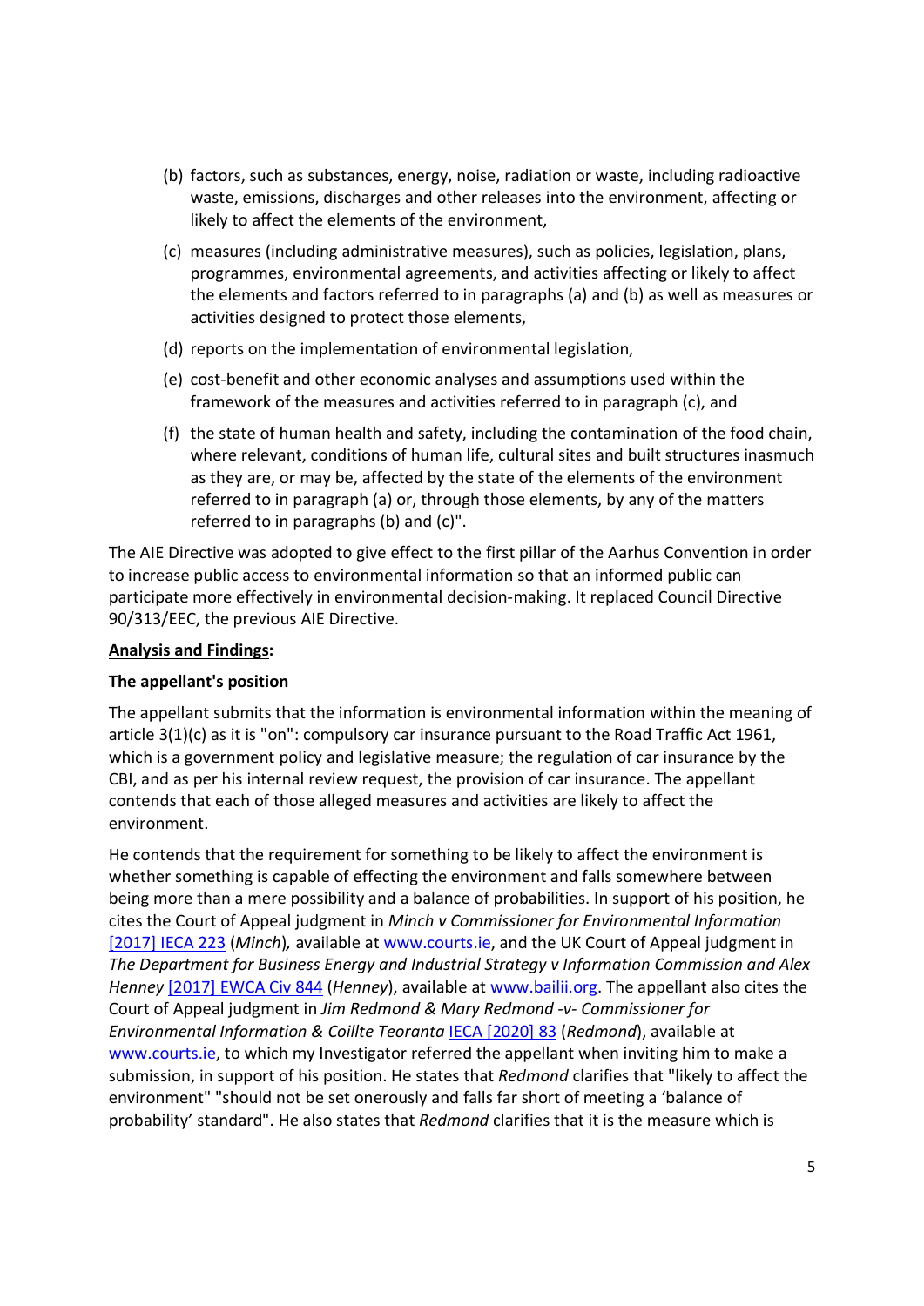(b) factors, such as substances, energy, noise, radiation or waste, including radioactive waste, emissions, discharges and other releases into the environment, affecting or likely to affect the elements of the environment,

(c) measures (including administrative measures), such as policies, legislation, plans, programmes, environmental agreements, and activities affecting or likely to affect the elements and factors referred to in paragraphs (a) and (b) as well as measures or activities designed to protect those elements,

(d) reports on the implementation of environmental legislation,

(e) cost-benefit and other economic analyses and assumptions used within the framework of the measures and activities referred to in paragraph (c), and

(f) the state of human health and safety, including the contamination of the food chain, where relevant, conditions of human life, cultural sites and built structures inasmuch as they are, or may be, affected by the state of the elements of the environment referred to in paragraph (a) or, through those elements, by any of the matters referred to in paragraphs (b) and (c)".

The AIE Directive was adopted to give effect to the first pillar of the Aarhus Convention in order to increase public access to environmental information so that an informed public can participate more effectively in environmental decision-making. It replaced Council Directive 90/313/EEC, the previous AIE Directive.

**Analysis and Findings:**

**The appellant's position**

The appellant submits that the information is environmental information within the meaning of article 3(1)(c) as it is "on": compulsory car insurance pursuant to the Road Traffic Act 1961, which is a government policy and legislative measure; the regulation of car insurance by the CBI, and as per his internal review request, the provision of car insurance. The appellant contends that each of those alleged measures and activities are likely to affect the environment.

He contends that the requirement for something to be likely to affect the environment is whether something is capable of effecting the environment and falls somewhere between being more than a mere possibility and a balance of probabilities. In support of his position, he cites the Court of Appeal judgment in *Minch v Commissioner for Environmental Information* [2017] IECA 223 (*Minch*)*,* available at www.courts.ie, and the UK Court of Appeal judgment in *The Department for Business Energy and Industrial Strategy v Information Commission and Alex Henney* [2017] EWCA Civ 844 (*Henney*), available at www.bailii.org. The appellant also cites the Court of Appeal judgment in *Jim Redmond & Mary Redmond -v- Commissioner for Environmental Information & Coillte Teoranta* IECA [2020] 83 (*Redmond*), available at www.courts.ie, to which my Investigator referred the appellant when inviting him to make a submission, in support of his position. He states that *Redmond* clarifies that "likely to affect the environment" "should not be set onerously and falls far short of meeting a 'balance of probability' standard". He also states that *Redmond* clarifies that it is the measure which is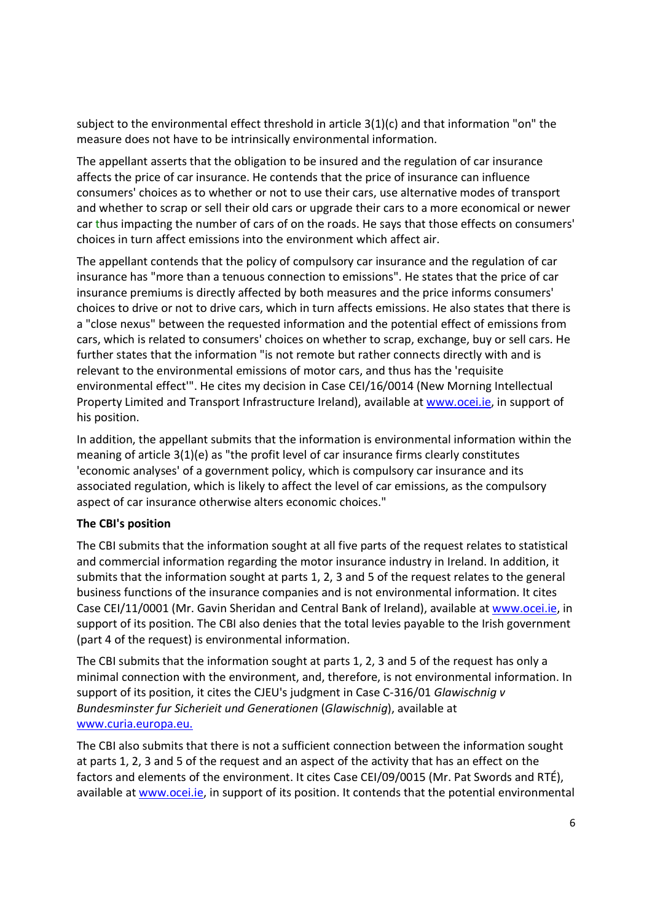subject to the environmental effect threshold in article 3(1)(c) and that information "on" the measure does not have to be intrinsically environmental information.

The appellant asserts that the obligation to be insured and the regulation of car insurance affects the price of car insurance. He contends that the price of insurance can influence consumers' choices as to whether or not to use their cars, use alternative modes of transport and whether to scrap or sell their old cars or upgrade their cars to a more economical or newer car thus impacting the number of cars of on the roads. He says that those effects on consumers' choices in turn affect emissions into the environment which affect air.

The appellant contends that the policy of compulsory car insurance and the regulation of car insurance has "more than a tenuous connection to emissions". He states that the price of car insurance premiums is directly affected by both measures and the price informs consumers' choices to drive or not to drive cars, which in turn affects emissions. He also states that there is a "close nexus" between the requested information and the potential effect of emissions from cars, which is related to consumers' choices on whether to scrap, exchange, buy or sell cars. He further states that the information "is not remote but rather connects directly with and is relevant to the environmental emissions of motor cars, and thus has the 'requisite environmental effect'". He cites my decision in Case CEI/16/0014 (New Morning Intellectual Property Limited and Transport Infrastructure Ireland), available at www.ocei.ie, in support of his position.

In addition, the appellant submits that the information is environmental information within the meaning of article 3(1)(e) as "the profit level of car insurance firms clearly constitutes 'economic analyses' of a government policy, which is compulsory car insurance and its associated regulation, which is likely to affect the level of car emissions, as the compulsory aspect of car insurance otherwise alters economic choices."

**The CBI's position**

The CBI submits that the information sought at all five parts of the request relates to statistical and commercial information regarding the motor insurance industry in Ireland. In addition, it submits that the information sought at parts 1, 2, 3 and 5 of the request relates to the general business functions of the insurance companies and is not environmental information. It cites Case CEI/11/0001 (Mr. Gavin Sheridan and Central Bank of Ireland), available at www.ocei.ie, in support of its position. The CBI also denies that the total levies payable to the Irish government (part 4 of the request) is environmental information.

The CBI submits that the information sought at parts 1, 2, 3 and 5 of the request has only a minimal connection with the environment, and, therefore, is not environmental information. In support of its position, it cites the CJEU's judgment in Case C-316/01 *Glawischnig v Bundesminster fur Sicherieit und Generationen* (*Glawischnig*), available at www.curia.europa.eu.

The CBI also submits that there is not a sufficient connection between the information sought at parts 1, 2, 3 and 5 of the request and an aspect of the activity that has an effect on the factors and elements of the environment. It cites Case CEI/09/0015 (Mr. Pat Swords and RTÉ), available at www.ocei.ie, in support of its position. It contends that the potential environmental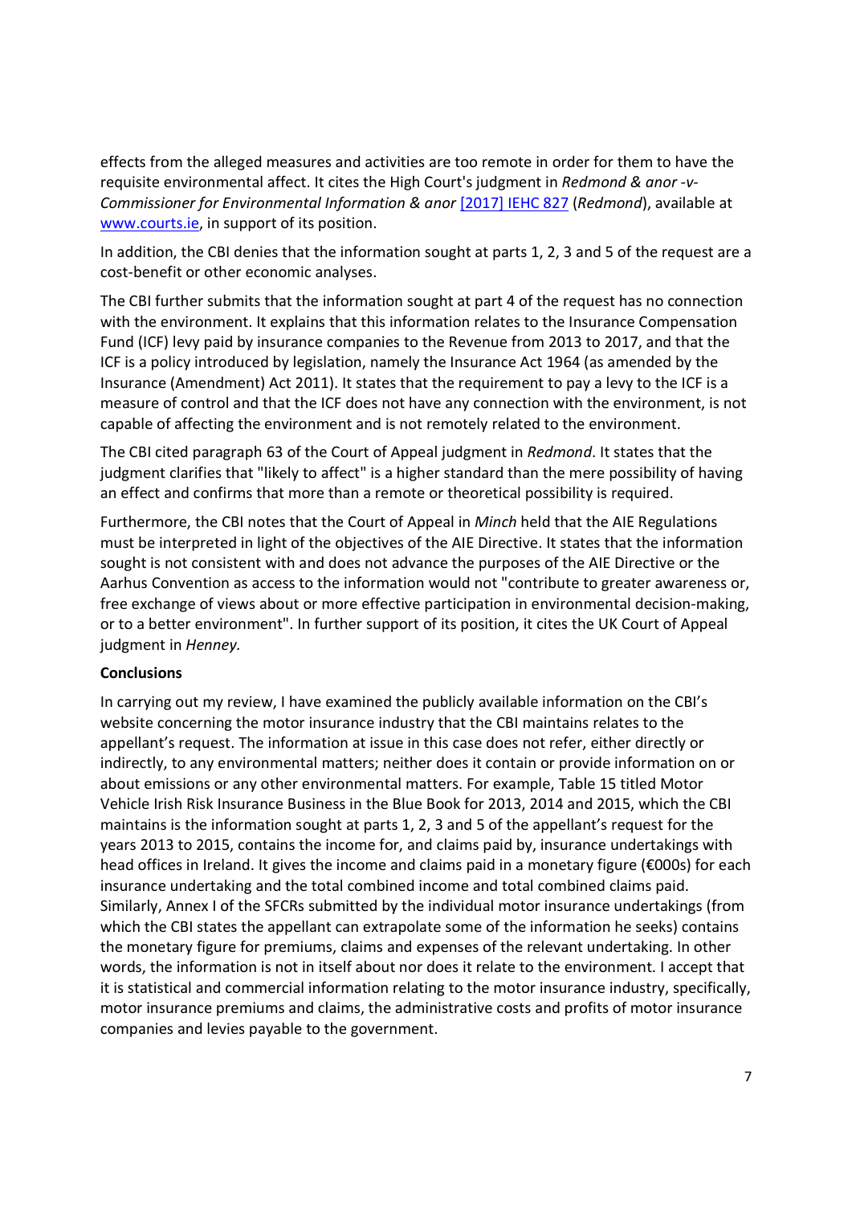effects from the alleged measures and activities are too remote in order for them to have the requisite environmental affect. It cites the High Court's judgment in *Redmond & anor -v- Commissioner for Environmental Information & anor* [2017] IEHC 827 (*Redmond*), available at www.courts.ie, in support of its position.

In addition, the CBI denies that the information sought at parts 1, 2, 3 and 5 of the request are a cost-benefit or other economic analyses.

The CBI further submits that the information sought at part 4 of the request has no connection with the environment. It explains that this information relates to the Insurance Compensation Fund (ICF) levy paid by insurance companies to the Revenue from 2013 to 2017, and that the ICF is a policy introduced by legislation, namely the Insurance Act 1964 (as amended by the Insurance (Amendment) Act 2011). It states that the requirement to pay a levy to the ICF is a measure of control and that the ICF does not have any connection with the environment, is not capable of affecting the environment and is not remotely related to the environment.

The CBI cited paragraph 63 of the Court of Appeal judgment in *Redmond*. It states that the judgment clarifies that "likely to affect" is a higher standard than the mere possibility of having an effect and confirms that more than a remote or theoretical possibility is required.

Furthermore, the CBI notes that the Court of Appeal in *Minch* held that the AIE Regulations must be interpreted in light of the objectives of the AIE Directive. It states that the information sought is not consistent with and does not advance the purposes of the AIE Directive or the Aarhus Convention as access to the information would not "contribute to greater awareness or, free exchange of views about or more effective participation in environmental decision-making, or to a better environment". In further support of its position, it cites the UK Court of Appeal judgment in *Henney.*

**Conclusions**

In carrying out my review, I have examined the publicly available information on the CBI's website concerning the motor insurance industry that the CBI maintains relates to the appellant's request. The information at issue in this case does not refer, either directly or indirectly, to any environmental matters; neither does it contain or provide information on or about emissions or any other environmental matters. For example, Table 15 titled Motor Vehicle Irish Risk Insurance Business in the Blue Book for 2013, 2014 and 2015, which the CBI maintains is the information sought at parts 1, 2, 3 and 5 of the appellant's request for the years 2013 to 2015, contains the income for, and claims paid by, insurance undertakings with head offices in Ireland. It gives the income and claims paid in a monetary figure (€000s) for each insurance undertaking and the total combined income and total combined claims paid. Similarly, Annex I of the SFCRs submitted by the individual motor insurance undertakings (from which the CBI states the appellant can extrapolate some of the information he seeks) contains the monetary figure for premiums, claims and expenses of the relevant undertaking. In other words, the information is not in itself about nor does it relate to the environment. I accept that it is statistical and commercial information relating to the motor insurance industry, specifically, motor insurance premiums and claims, the administrative costs and profits of motor insurance companies and levies payable to the government.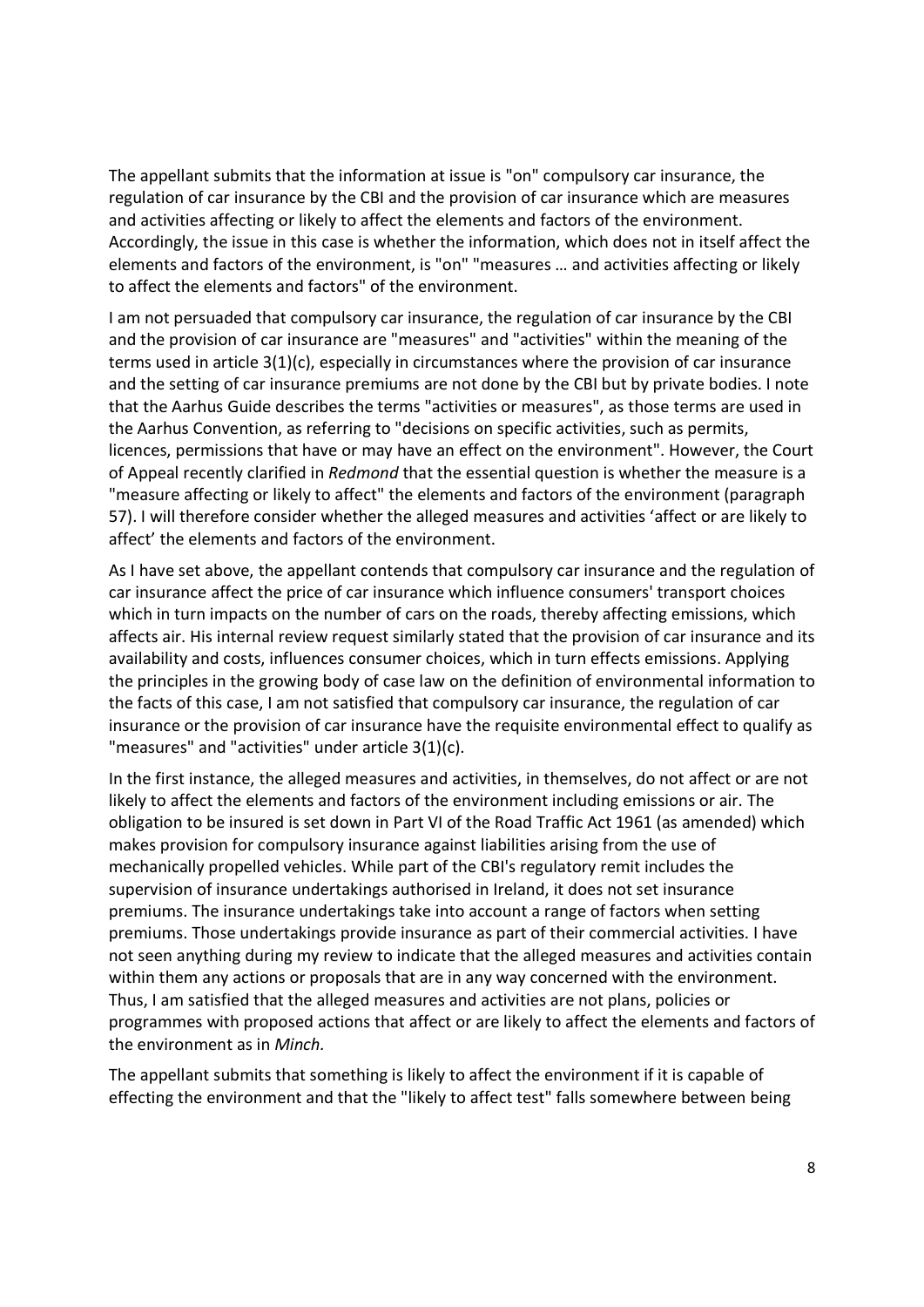The appellant submits that the information at issue is "on" compulsory car insurance, the regulation of car insurance by the CBI and the provision of car insurance which are measures and activities affecting or likely to affect the elements and factors of the environment. Accordingly, the issue in this case is whether the information, which does not in itself affect the elements and factors of the environment, is "on" "measures … and activities affecting or likely to affect the elements and factors" of the environment.

I am not persuaded that compulsory car insurance, the regulation of car insurance by the CBI and the provision of car insurance are "measures" and "activities" within the meaning of the terms used in article 3(1)(c), especially in circumstances where the provision of car insurance and the setting of car insurance premiums are not done by the CBI but by private bodies. I note that the Aarhus Guide describes the terms "activities or measures", as those terms are used in the Aarhus Convention, as referring to "decisions on specific activities, such as permits, licences, permissions that have or may have an effect on the environment". However, the Court of Appeal recently clarified in *Redmond* that the essential question is whether the measure is a "measure affecting or likely to affect" the elements and factors of the environment (paragraph 57). I will therefore consider whether the alleged measures and activities 'affect or are likely to affect' the elements and factors of the environment.

As I have set above, the appellant contends that compulsory car insurance and the regulation of car insurance affect the price of car insurance which influence consumers' transport choices which in turn impacts on the number of cars on the roads, thereby affecting emissions, which affects air. His internal review request similarly stated that the provision of car insurance and its availability and costs, influences consumer choices, which in turn effects emissions. Applying the principles in the growing body of case law on the definition of environmental information to the facts of this case, I am not satisfied that compulsory car insurance, the regulation of car insurance or the provision of car insurance have the requisite environmental effect to qualify as "measures" and "activities" under article 3(1)(c).

In the first instance, the alleged measures and activities, in themselves, do not affect or are not likely to affect the elements and factors of the environment including emissions or air. The obligation to be insured is set down in Part VI of the Road Traffic Act 1961 (as amended) which makes provision for compulsory insurance against liabilities arising from the use of mechanically propelled vehicles. While part of the CBI's regulatory remit includes the supervision of insurance undertakings authorised in Ireland, it does not set insurance premiums. The insurance undertakings take into account a range of factors when setting premiums. Those undertakings provide insurance as part of their commercial activities. I have not seen anything during my review to indicate that the alleged measures and activities contain within them any actions or proposals that are in any way concerned with the environment. Thus, I am satisfied that the alleged measures and activities are not plans, policies or programmes with proposed actions that affect or are likely to affect the elements and factors of the environment as in *Minch.*

The appellant submits that something is likely to affect the environment if it is capable of effecting the environment and that the "likely to affect test" falls somewhere between being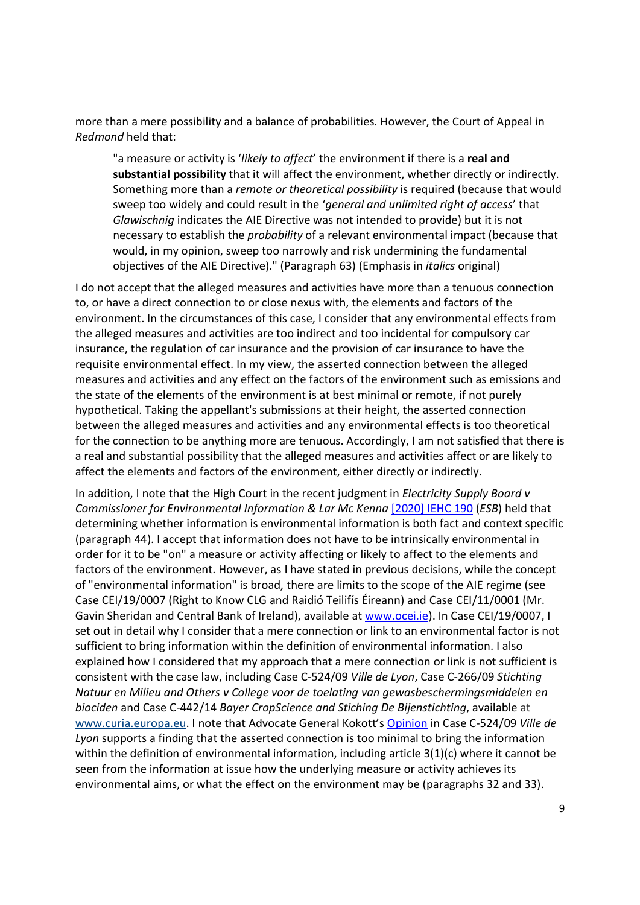more than a mere possibility and a balance of probabilities. However, the Court of Appeal in *Redmond* held that:

> "a measure or activity is '*likely to affect*' the environment if there is a **real and substantial possibility** that it will affect the environment, whether directly or indirectly. Something more than a *remote or theoretical possibility* is required (because that would sweep too widely and could result in the '*general and unlimited right of access*' that *Glawischnig* indicates the AIE Directive was not intended to provide) but it is not necessary to establish the *probability* of a relevant environmental impact (because that would, in my opinion, sweep too narrowly and risk undermining the fundamental objectives of the AIE Directive)." (Paragraph 63) (Emphasis in *italics* original)

I do not accept that the alleged measures and activities have more than a tenuous connection to, or have a direct connection to or close nexus with, the elements and factors of the environment. In the circumstances of this case, I consider that any environmental effects from the alleged measures and activities are too indirect and too incidental for compulsory car insurance, the regulation of car insurance and the provision of car insurance to have the requisite environmental effect. In my view, the asserted connection between the alleged measures and activities and any effect on the factors of the environment such as emissions and the state of the elements of the environment is at best minimal or remote, if not purely hypothetical. Taking the appellant's submissions at their height, the asserted connection between the alleged measures and activities and any environmental effects is too theoretical for the connection to be anything more are tenuous. Accordingly, I am not satisfied that there is a real and substantial possibility that the alleged measures and activities affect or are likely to affect the elements and factors of the environment, either directly or indirectly.

In addition, I note that the High Court in the recent judgment in *Electricity Supply Board v Commissioner for Environmental Information & Lar Mc Kenna* [2020] IEHC 190 (*ESB*) held that determining whether information is environmental information is both fact and context specific (paragraph 44). I accept that information does not have to be intrinsically environmental in order for it to be "on" a measure or activity affecting or likely to affect to the elements and factors of the environment. However, as I have stated in previous decisions, while the concept of "environmental information" is broad, there are limits to the scope of the AIE regime (see Case CEI/19/0007 (Right to Know CLG and Raidió Teilifís Éireann) and Case CEI/11/0001 (Mr. Gavin Sheridan and Central Bank of Ireland), available at www.ocei.ie). In Case CEI/19/0007, I set out in detail why I consider that a mere connection or link to an environmental factor is not sufficient to bring information within the definition of environmental information. I also explained how I considered that my approach that a mere connection or link is not sufficient is consistent with the case law, including Case C-524/09 *Ville de Lyon*, Case C-266/09 *Stichting Natuur en Milieu and Others v College voor de toelating van gewasbeschermingsmiddelen en biociden* and Case C-442/14 *Bayer CropScience and Stiching De Bijenstichting*, available at www.curia.europa.eu. I note that Advocate General Kokott's Opinion in Case C-524/09 *Ville de Lyon* supports a finding that the asserted connection is too minimal to bring the information within the definition of environmental information, including article 3(1)(c) where it cannot be seen from the information at issue how the underlying measure or activity achieves its environmental aims, or what the effect on the environment may be (paragraphs 32 and 33).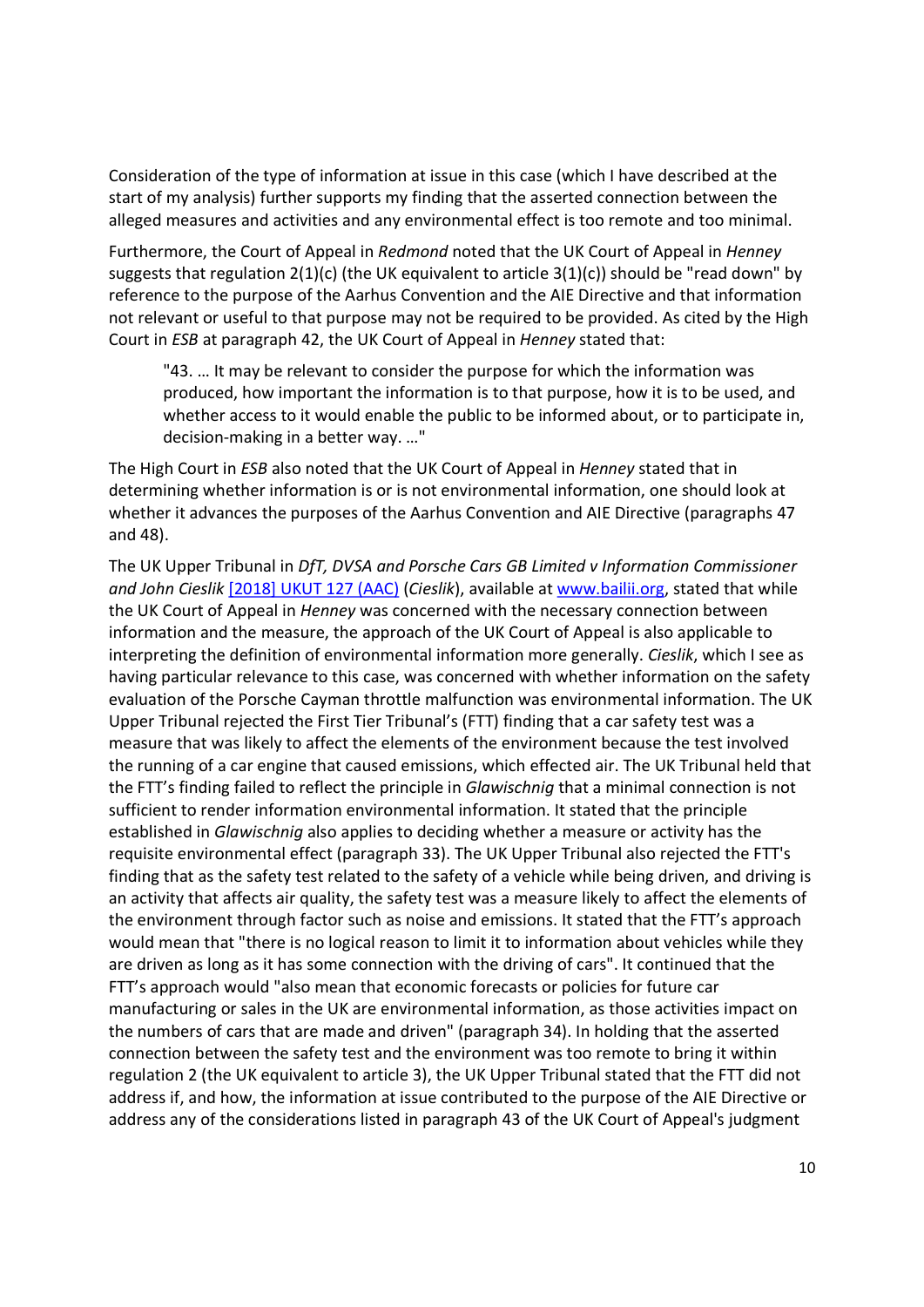Consideration of the type of information at issue in this case (which I have described at the start of my analysis) further supports my finding that the asserted connection between the alleged measures and activities and any environmental effect is too remote and too minimal.

Furthermore, the Court of Appeal in *Redmond* noted that the UK Court of Appeal in *Henney* suggests that regulation 2(1)(c) (the UK equivalent to article 3(1)(c)) should be "read down" by reference to the purpose of the Aarhus Convention and the AIE Directive and that information not relevant or useful to that purpose may not be required to be provided. As cited by the High Court in *ESB* at paragraph 42, the UK Court of Appeal in *Henney* stated that:

> "43. … It may be relevant to consider the purpose for which the information was produced, how important the information is to that purpose, how it is to be used, and whether access to it would enable the public to be informed about, or to participate in, decision-making in a better way. …"

The High Court in *ESB* also noted that the UK Court of Appeal in *Henney* stated that in determining whether information is or is not environmental information, one should look at whether it advances the purposes of the Aarhus Convention and AIE Directive (paragraphs 47 and 48).

The UK Upper Tribunal in *DfT, DVSA and Porsche Cars GB Limited v Information Commissioner and John Cieslik* [2018] UKUT 127 (AAC) (*Cieslik*), available at www.bailii.org, stated that while the UK Court of Appeal in *Henney* was concerned with the necessary connection between information and the measure, the approach of the UK Court of Appeal is also applicable to interpreting the definition of environmental information more generally. *Cieslik*, which I see as having particular relevance to this case, was concerned with whether information on the safety evaluation of the Porsche Cayman throttle malfunction was environmental information. The UK Upper Tribunal rejected the First Tier Tribunal's (FTT) finding that a car safety test was a measure that was likely to affect the elements of the environment because the test involved the running of a car engine that caused emissions, which effected air. The UK Tribunal held that the FTT's finding failed to reflect the principle in *Glawischnig* that a minimal connection is not sufficient to render information environmental information. It stated that the principle established in *Glawischnig* also applies to deciding whether a measure or activity has the requisite environmental effect (paragraph 33). The UK Upper Tribunal also rejected the FTT's finding that as the safety test related to the safety of a vehicle while being driven, and driving is an activity that affects air quality, the safety test was a measure likely to affect the elements of the environment through factor such as noise and emissions. It stated that the FTT's approach would mean that "there is no logical reason to limit it to information about vehicles while they are driven as long as it has some connection with the driving of cars". It continued that the FTT's approach would "also mean that economic forecasts or policies for future car manufacturing or sales in the UK are environmental information, as those activities impact on the numbers of cars that are made and driven" (paragraph 34). In holding that the asserted connection between the safety test and the environment was too remote to bring it within regulation 2 (the UK equivalent to article 3), the UK Upper Tribunal stated that the FTT did not address if, and how, the information at issue contributed to the purpose of the AIE Directive or address any of the considerations listed in paragraph 43 of the UK Court of Appeal's judgment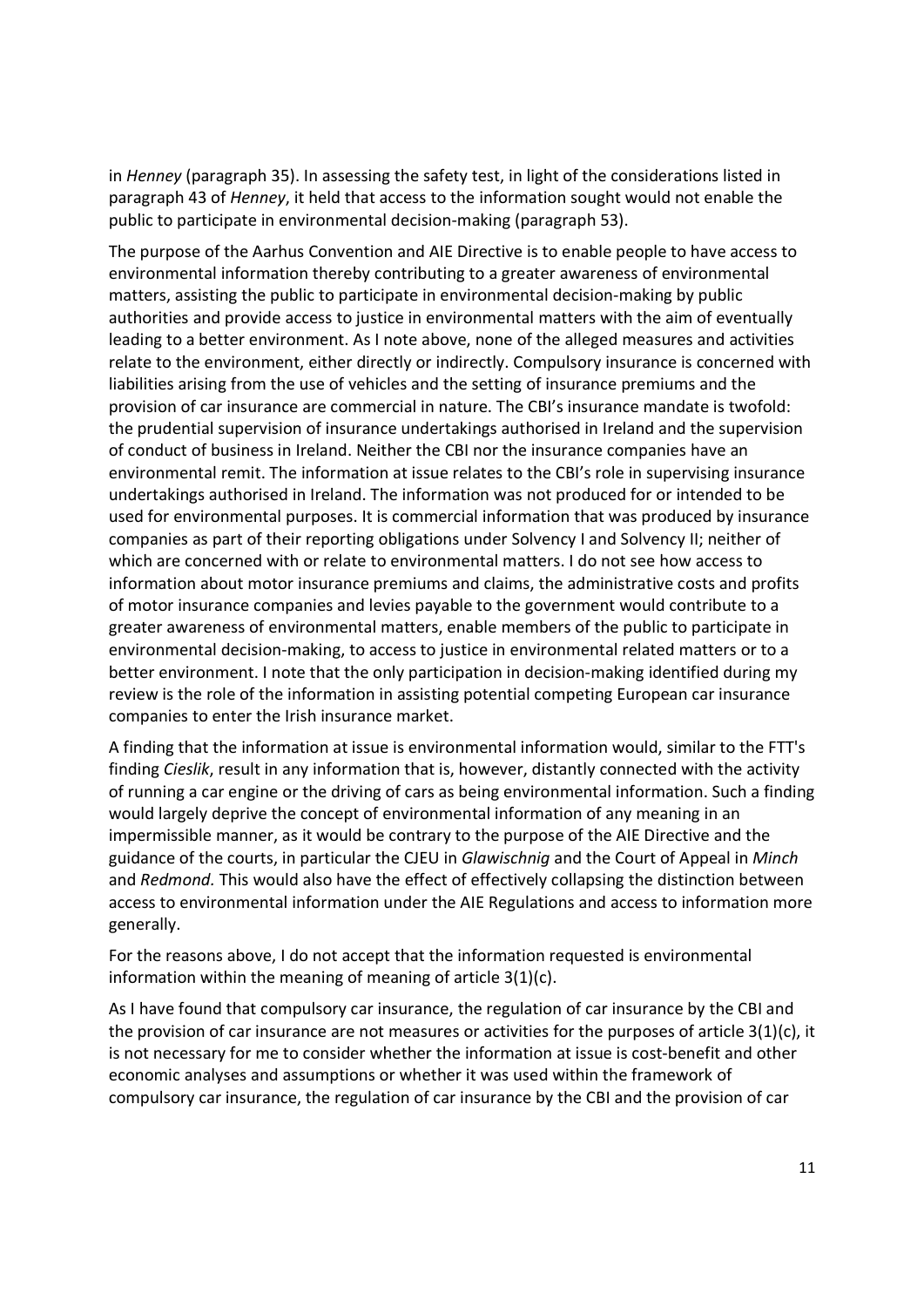in *Henney* (paragraph 35). In assessing the safety test, in light of the considerations listed in paragraph 43 of *Henney*, it held that access to the information sought would not enable the public to participate in environmental decision-making (paragraph 53).

The purpose of the Aarhus Convention and AIE Directive is to enable people to have access to environmental information thereby contributing to a greater awareness of environmental matters, assisting the public to participate in environmental decision-making by public authorities and provide access to justice in environmental matters with the aim of eventually leading to a better environment. As I note above, none of the alleged measures and activities relate to the environment, either directly or indirectly. Compulsory insurance is concerned with liabilities arising from the use of vehicles and the setting of insurance premiums and the provision of car insurance are commercial in nature. The CBI's insurance mandate is twofold: the prudential supervision of insurance undertakings authorised in Ireland and the supervision of conduct of business in Ireland. Neither the CBI nor the insurance companies have an environmental remit. The information at issue relates to the CBI's role in supervising insurance undertakings authorised in Ireland. The information was not produced for or intended to be used for environmental purposes. It is commercial information that was produced by insurance companies as part of their reporting obligations under Solvency I and Solvency II; neither of which are concerned with or relate to environmental matters. I do not see how access to information about motor insurance premiums and claims, the administrative costs and profits of motor insurance companies and levies payable to the government would contribute to a greater awareness of environmental matters, enable members of the public to participate in environmental decision-making, to access to justice in environmental related matters or to a better environment. I note that the only participation in decision-making identified during my review is the role of the information in assisting potential competing European car insurance companies to enter the Irish insurance market.

A finding that the information at issue is environmental information would, similar to the FTT's finding *Cieslik*, result in any information that is, however, distantly connected with the activity of running a car engine or the driving of cars as being environmental information. Such a finding would largely deprive the concept of environmental information of any meaning in an impermissible manner, as it would be contrary to the purpose of the AIE Directive and the guidance of the courts, in particular the CJEU in *Glawischnig* and the Court of Appeal in *Minch* and *Redmond.* This would also have the effect of effectively collapsing the distinction between access to environmental information under the AIE Regulations and access to information more generally.

For the reasons above, I do not accept that the information requested is environmental information within the meaning of meaning of article 3(1)(c).

As I have found that compulsory car insurance, the regulation of car insurance by the CBI and the provision of car insurance are not measures or activities for the purposes of article 3(1)(c), it is not necessary for me to consider whether the information at issue is cost-benefit and other economic analyses and assumptions or whether it was used within the framework of compulsory car insurance, the regulation of car insurance by the CBI and the provision of car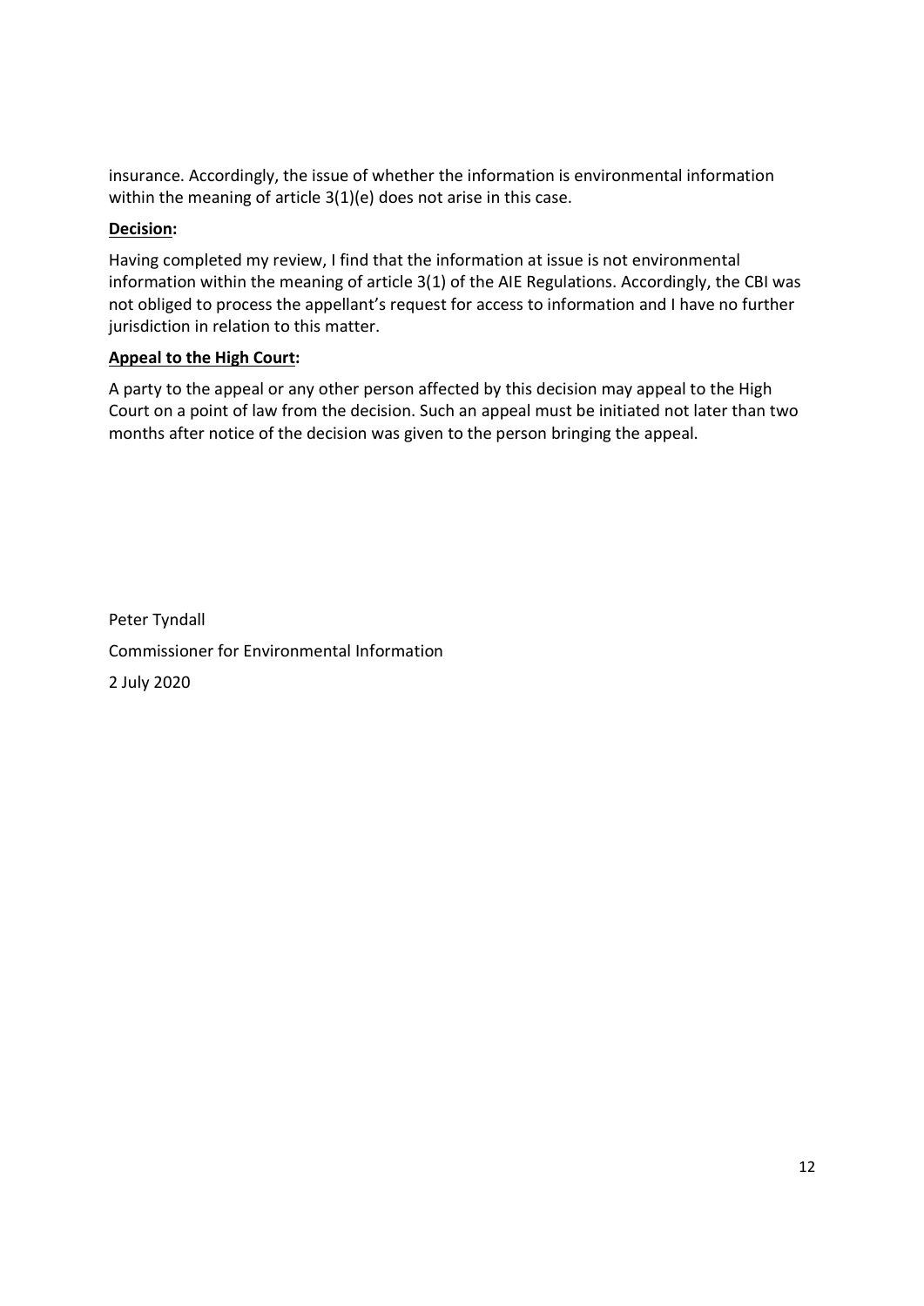insurance. Accordingly, the issue of whether the information is environmental information within the meaning of article 3(1)(e) does not arise in this case.

**Decision:**

Having completed my review, I find that the information at issue is not environmental information within the meaning of article 3(1) of the AIE Regulations. Accordingly, the CBI was not obliged to process the appellant's request for access to information and I have no further jurisdiction in relation to this matter.

**Appeal to the High Court:**

A party to the appeal or any other person affected by this decision may appeal to the High Court on a point of law from the decision. Such an appeal must be initiated not later than two months after notice of the decision was given to the person bringing the appeal.

Peter Tyndall

Commissioner for Environmental Information

2 July 2020